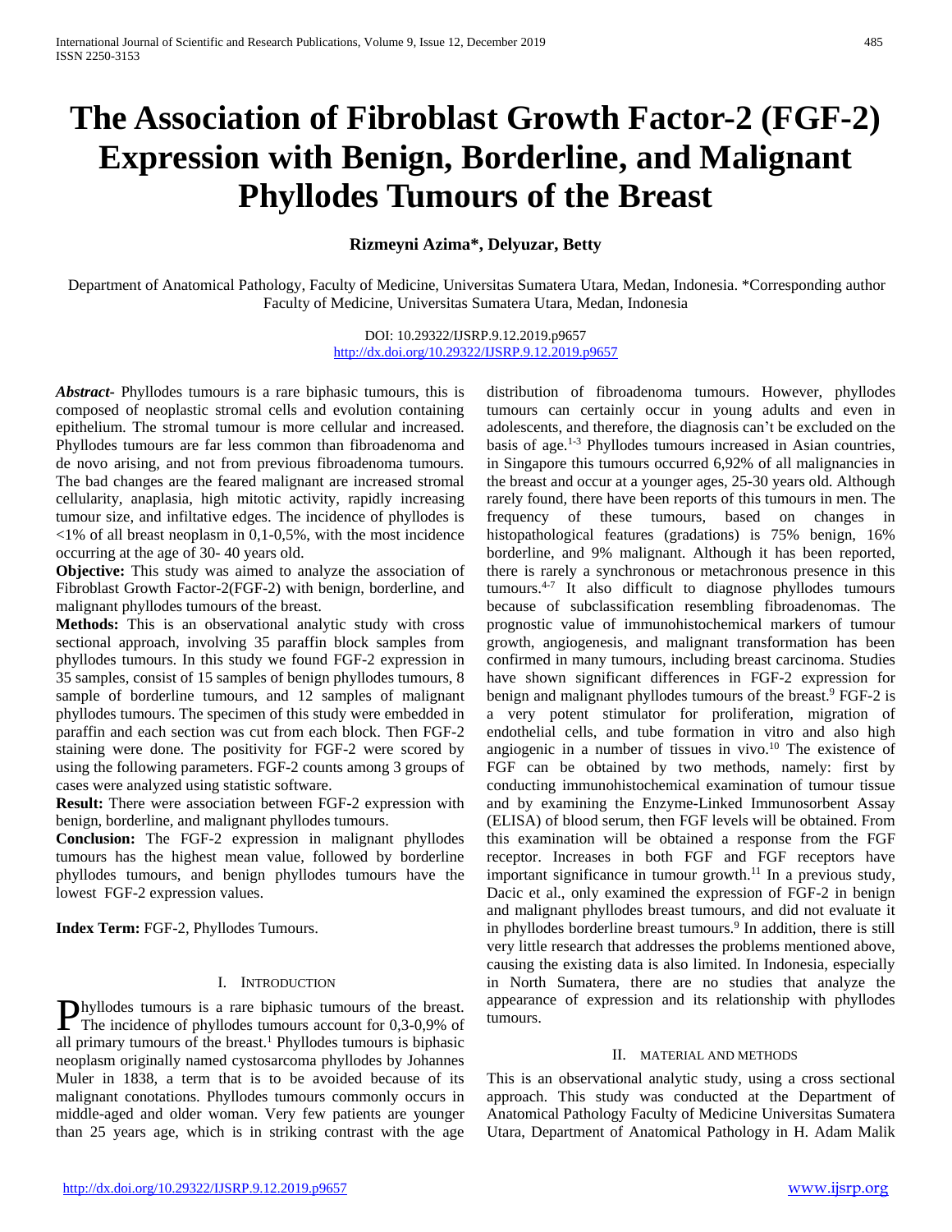# The Association of Fibroblast Growth Factor-2 (FGF-2) Expression with Benign, Borderline, and Malignant Phyllodes Tumours of the Breast

**Rizmeyni Azima\*, Delyuzar, Betty**

Department of Anatomical Pathology, Faculty of Medicine, Universitas Sumatera Utara, Medan, Indonesia. \*Corresponding author Faculty of Medicine, Universitas Sumatera Utara, Medan, Indonesia

DOI: 10.29322/IJSRP.9.12.2019.p9657
http://dx.doi.org/10.29322/IJSRP.9.12.2019.p9657

***Abstract*-** Phyllodes tumours is a rare biphasic tumours, this is composed of neoplastic stromal cells and evolution containing epithelium. The stromal tumour is more cellular and increased. Phyllodes tumours are far less common than fibroadenoma and de novo arising, and not from previous fibroadenoma tumours. The bad changes are the feared malignant are increased stromal cellularity, anaplasia, high mitotic activity, rapidly increasing tumour size, and infiltative edges. The incidence of phyllodes is <1% of all breast neoplasm in 0,1-0,5%, with the most incidence occurring at the age of 30- 40 years old.

**Objective:** This study was aimed to analyze the association of Fibroblast Growth Factor-2(FGF-2) with benign, borderline, and malignant phyllodes tumours of the breast.

**Methods:** This is an observational analytic study with cross sectional approach, involving 35 paraffin block samples from phyllodes tumours. In this study we found FGF-2 expression in 35 samples, consist of 15 samples of benign phyllodes tumours, 8 sample of borderline tumours, and 12 samples of malignant phyllodes tumours. The specimen of this study were embedded in paraffin and each section was cut from each block. Then FGF-2 staining were done. The positivity for FGF-2 were scored by using the following parameters. FGF-2 counts among 3 groups of cases were analyzed using statistic software.

**Result:** There were association between FGF-2 expression with benign, borderline, and malignant phyllodes tumours.

**Conclusion:** The FGF-2 expression in malignant phyllodes tumours has the highest mean value, followed by borderline phyllodes tumours, and benign phyllodes tumours have the lowest FGF-2 expression values.

**Index Term:** FGF-2, Phyllodes Tumours.

## I. Introduction

Phyllodes tumours is a rare biphasic tumours of the breast. The incidence of phyllodes tumours account for 0,3-0,9% of all primary tumours of the breast.[1] Phyllodes tumours is biphasic neoplasm originally named cystosarcoma phyllodes by Johannes Muler in 1838, a term that is to be avoided because of its malignant conotations. Phyllodes tumours commonly occurs in middle-aged and older woman. Very few patients are younger than 25 years age, which is in striking contrast with the age distribution of fibroadenoma tumours. However, phyllodes tumours can certainly occur in young adults and even in adolescents, and therefore, the diagnosis can't be excluded on the basis of age.[1-3] Phyllodes tumours increased in Asian countries, in Singapore this tumours occurred 6,92% of all malignancies in the breast and occur at a younger ages, 25-30 years old. Although rarely found, there have been reports of this tumours in men. The frequency of these tumours, based on changes in histopathological features (gradations) is 75% benign, 16% borderline, and 9% malignant. Although it has been reported, there is rarely a synchronous or metachronous presence in this tumours.[4-7] It also difficult to diagnose phyllodes tumours because of subclassification resembling fibroadenomas. The prognostic value of immunohistochemical markers of tumour growth, angiogenesis, and malignant transformation has been confirmed in many tumours, including breast carcinoma. Studies have shown significant differences in FGF-2 expression for benign and malignant phyllodes tumours of the breast.[9] FGF-2 is a very potent stimulator for proliferation, migration of endothelial cells, and tube formation in vitro and also high angiogenic in a number of tissues in vivo.[10] The existence of FGF can be obtained by two methods, namely: first by conducting immunohistochemical examination of tumour tissue and by examining the Enzyme-Linked Immunosorbent Assay (ELISA) of blood serum, then FGF levels will be obtained. From this examination will be obtained a response from the FGF receptor. Increases in both FGF and FGF receptors have important significance in tumour growth.[11] In a previous study, Dacic et al., only examined the expression of FGF-2 in benign and malignant phyllodes breast tumours, and did not evaluate it in phyllodes borderline breast tumours.[9] In addition, there is still very little research that addresses the problems mentioned above, causing the existing data is also limited. In Indonesia, especially in North Sumatera, there are no studies that analyze the appearance of expression and its relationship with phyllodes tumours.

## II. Material and Methods

This is an observational analytic study, using a cross sectional approach. This study was conducted at the Department of Anatomical Pathology Faculty of Medicine Universitas Sumatera Utara, Department of Anatomical Pathology in H. Adam Malik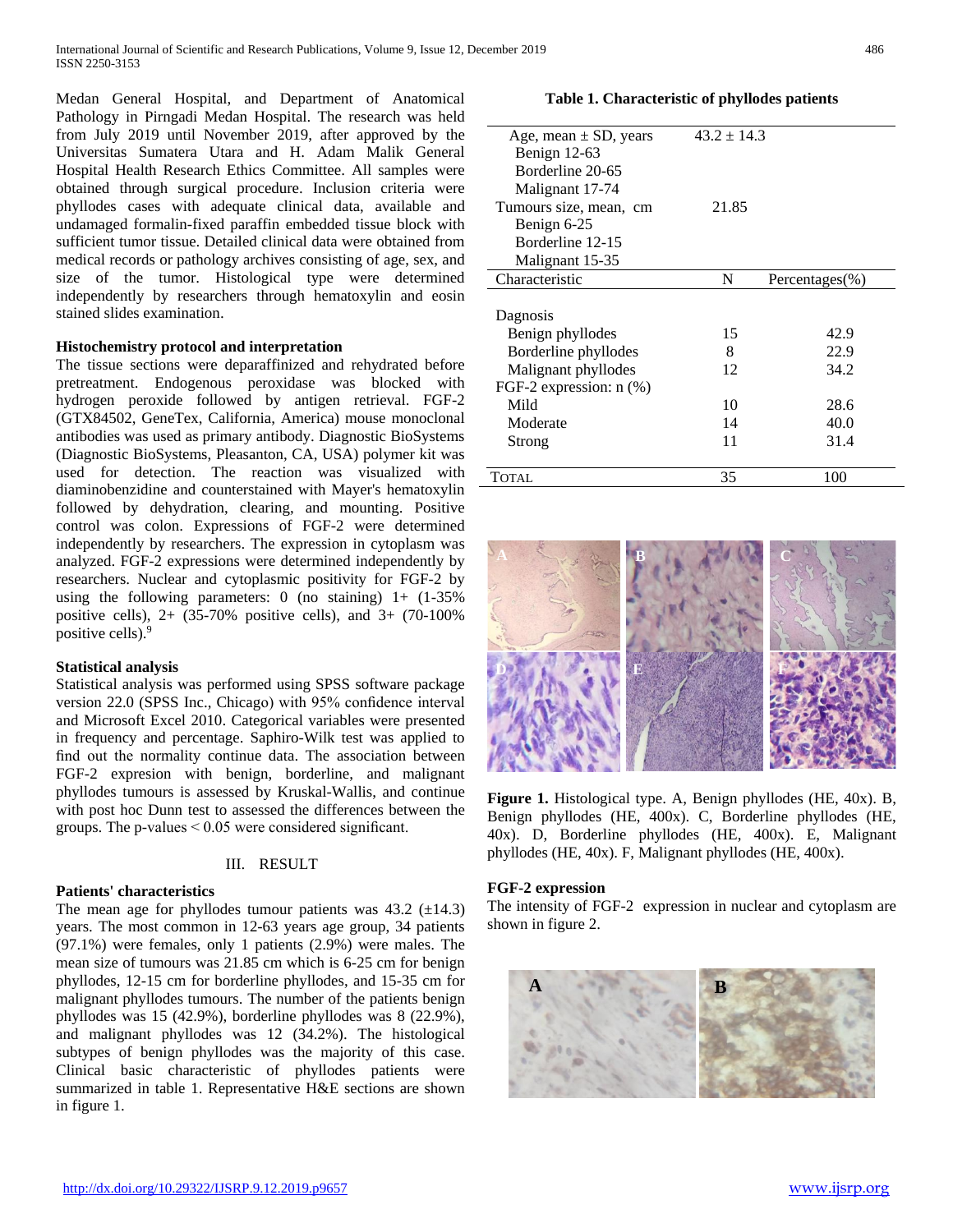Medan General Hospital, and Department of Anatomical Pathology in Pirngadi Medan Hospital. The research was held from July 2019 until November 2019, after approved by the Universitas Sumatera Utara and H. Adam Malik General Hospital Health Research Ethics Committee. All samples were obtained through surgical procedure. Inclusion criteria were phyllodes cases with adequate clinical data, available and undamaged formalin-fixed paraffin embedded tissue block with sufficient tumor tissue. Detailed clinical data were obtained from medical records or pathology archives consisting of age, sex, and size of the tumor. Histological type were determined independently by researchers through hematoxylin and eosin stained slides examination.

### Histochemistry protocol and interpretation

The tissue sections were deparaffinized and rehydrated before pretreatment. Endogenous peroxidase was blocked with hydrogen peroxide followed by antigen retrieval. FGF-2 (GTX84502, GeneTex, California, America) mouse monoclonal antibodies was used as primary antibody. Diagnostic BioSystems (Diagnostic BioSystems, Pleasanton, CA, USA) polymer kit was used for detection. The reaction was visualized with diaminobenzidine and counterstained with Mayer's hematoxylin followed by dehydration, clearing, and mounting. Positive control was colon. Expressions of FGF-2 were determined independently by researchers. The expression in cytoplasm was analyzed. FGF-2 expressions were determined independently by researchers. Nuclear and cytoplasmic positivity for FGF-2 by using the following parameters: 0 (no staining) 1+ (1-35% positive cells), 2+ (35-70% positive cells), and 3+ (70-100% positive cells).[9]

### Statistical analysis

Statistical analysis was performed using SPSS software package version 22.0 (SPSS Inc., Chicago) with 95% confidence interval and Microsoft Excel 2010. Categorical variables were presented in frequency and percentage. Saphiro-Wilk test was applied to find out the normality continue data. The association between FGF-2 expresion with benign, borderline, and malignant phyllodes tumours is assessed by Kruskal-Wallis, and continue with post hoc Dunn test to assessed the differences between the groups. The p-values < 0.05 were considered significant.

## III. RESULT

### Patients' characteristics

The mean age for phyllodes tumour patients was 43.2 (±14.3) years. The most common in 12-63 years age group, 34 patients (97.1%) were females, only 1 patients (2.9%) were males. The mean size of tumours was 21.85 cm which is 6-25 cm for benign phyllodes, 12-15 cm for borderline phyllodes, and 15-35 cm for malignant phyllodes tumours. The number of the patients benign phyllodes was 15 (42.9%), borderline phyllodes was 8 (22.9%), and malignant phyllodes was 12 (34.2%). The histological subtypes of benign phyllodes was the majority of this case. Clinical basic characteristic of phyllodes patients were summarized in table 1. Representative H&E sections are shown in figure 1.

**Table 1. Characteristic of phyllodes patients**

| | | |
|---|---|---|
| Age, mean ± SD, years | 43.2 ± 14.3 | |
| Benign 12-63 | | |
| Borderline 20-65 | | |
| Malignant 17-74 | | |
| Tumours size, mean, cm | 21.85 | |
| Benign 6-25 | | |
| Borderline 12-15 | | |
| Malignant 15-35 | | |
| **Characteristic** | **N** | **Percentages(%)** |
| Dagnosis | | |
| Benign phyllodes | 15 | 42.9 |
| Borderline phyllodes | 8 | 22.9 |
| Malignant phyllodes | 12 | 34.2 |
| FGF-2 expression: n (%) | | |
| Mild | 10 | 28.6 |
| Moderate | 14 | 40.0 |
| Strong | 11 | 31.4 |
| TOTAL | 35 | 100 |

**Figure 1.** Histological type. A, Benign phyllodes (HE, 40x). B, Benign phyllodes (HE, 400x). C, Borderline phyllodes (HE, 40x). D, Borderline phyllodes (HE, 400x). E, Malignant phyllodes (HE, 40x). F, Malignant phyllodes (HE, 400x).

### FGF-2 expression

The intensity of FGF-2 expression in nuclear and cytoplasm are shown in figure 2.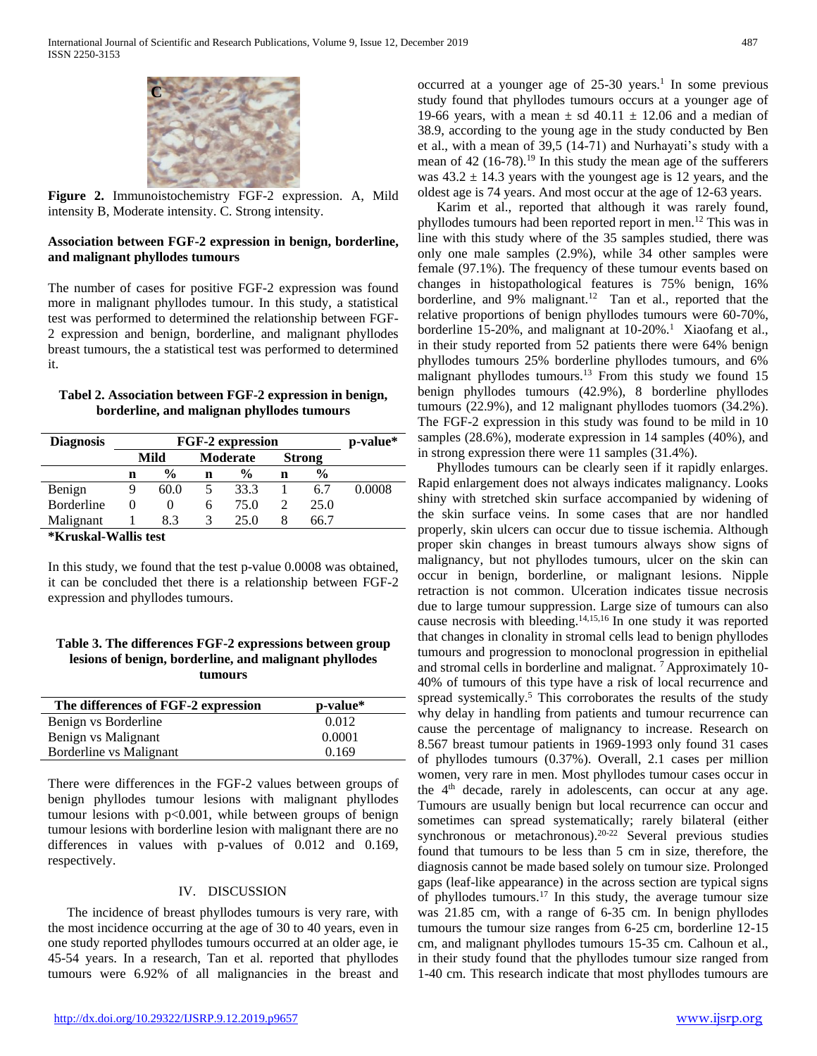**Figure 2.** Immunoistochemistry FGF-2 expression. A, Mild intensity B, Moderate intensity. C. Strong intensity.

**Association between FGF-2 expression in benign, borderline, and malignant phyllodes tumours**

The number of cases for positive FGF-2 expression was found more in malignant phyllodes tumour. In this study, a statistical test was performed to determined the relationship between FGF-2 expression and benign, borderline, and malignant phyllodes breast tumours, the a statistical test was performed to determined it.

**Tabel 2. Association between FGF-2 expression in benign, borderline, and malignan phyllodes tumours**

| Diagnosis | FGF-2 expression | | | | | | p-value* |
|---|---|---|---|---|---|---|---|
| | Mild | | Moderate | | Strong | | |
| | n | % | n | % | n | % | |
| Benign | 9 | 60.0 | 5 | 33.3 | 1 | 6.7 | 0.0008 |
| Borderline | 0 | 0 | 6 | 75.0 | 2 | 25.0 | |
| Malignant | 1 | 8.3 | 3 | 25.0 | 8 | 66.7 | |

**\*Kruskal-Wallis test**

In this study, we found that the test p-value 0.0008 was obtained, it can be concluded thet there is a relationship between FGF-2 expression and phyllodes tumours.

**Table 3. The differences FGF-2 expressions between group lesions of benign, borderline, and malignant phyllodes tumours**

| The differences of FGF-2 expression | p-value* |
|---|---|
| Benign vs Borderline | 0.012 |
| Benign vs Malignant | 0.0001 |
| Borderline vs Malignant | 0.169 |

There were differences in the FGF-2 values between groups of benign phyllodes tumour lesions with malignant phyllodes tumour lesions with $p<0.001$, while between groups of benign tumour lesions with borderline lesion with malignant there are no differences in values with p-values of 0.012 and 0.169, respectively.

## IV. DISCUSSION

The incidence of breast phyllodes tumours is very rare, with the most incidence occurring at the age of 30 to 40 years, even in one study reported phyllodes tumours occurred at an older age, ie 45-54 years. In a research, Tan et al. reported that phyllodes tumours were 6.92% of all malignancies in the breast and occurred at a younger age of 25-30 years.[1] In some previous study found that phyllodes tumours occurs at a younger age of 19-66 years, with a mean ± sd 40.11 ± 12.06 and a median of 38.9, according to the young age in the study conducted by Ben et al., with a mean of 39,5 (14-71) and Nurhayati's study with a mean of 42 (16-78).[19] In this study the mean age of the sufferers was 43.2 ± 14.3 years with the youngest age is 12 years, and the oldest age is 74 years. And most occur at the age of 12-63 years.

Karim et al., reported that although it was rarely found, phyllodes tumours had been reported report in men.[12] This was in line with this study where of the 35 samples studied, there was only one male samples (2.9%), while 34 other samples were female (97.1%). The frequency of these tumour events based on changes in histopathological features is 75% benign, 16% borderline, and 9% malignant.[12] Tan et al., reported that the relative proportions of benign phyllodes tumours were 60-70%, borderline 15-20%, and malignant at 10-20%.[1] Xiaofang et al., in their study reported from 52 patients there were 64% benign phyllodes tumours 25% borderline phyllodes tumours, and 6% malignant phyllodes tumours.[13] From this study we found 15 benign phyllodes tumours (42.9%), 8 borderline phyllodes tumours (22.9%), and 12 malignant phyllodes tuomors (34.2%). The FGF-2 expression in this study was found to be mild in 10 samples (28.6%), moderate expression in 14 samples (40%), and in strong expression there were 11 samples (31.4%).

Phyllodes tumours can be clearly seen if it rapidly enlarges. Rapid enlargement does not always indicates malignancy. Looks shiny with stretched skin surface accompanied by widening of the skin surface veins. In some cases that are nor handled properly, skin ulcers can occur due to tissue ischemia. Although proper skin changes in breast tumours always show signs of malignancy, but not phyllodes tumours, ulcer on the skin can occur in benign, borderline, or malignant lesions. Nipple retraction is not common. Ulceration indicates tissue necrosis due to large tumour suppression. Large size of tumours can also cause necrosis with bleeding.[14,15,16] In one study it was reported that changes in clonality in stromal cells lead to benign phyllodes tumours and progression to monoclonal progression in epithelial and stromal cells in borderline and malignat.[7] Approximately 10-40% of tumours of this type have a risk of local recurrence and spread systemically.[5] This corroborates the results of the study why delay in handling from patients and tumour recurrence can cause the percentage of malignancy to increase. Research on 8.567 breast tumour patients in 1969-1993 only found 31 cases of phyllodes tumours (0.37%). Overall, 2.1 cases per million women, very rare in men. Most phyllodes tumour cases occur in the 4th decade, rarely in adolescents, can occur at any age. Tumours are usually benign but local recurrence can occur and sometimes can spread systematically; rarely bilateral (either synchronous or metachronous).[20-22] Several previous studies found that tumours to be less than 5 cm in size, therefore, the diagnosis cannot be made based solely on tumour size. Prolonged gaps (leaf-like appearance) in the across section are typical signs of phyllodes tumours.[17] In this study, the average tumour size was 21.85 cm, with a range of 6-35 cm. In benign phyllodes tumours the tumour size ranges from 6-25 cm, borderline 12-15 cm, and malignant phyllodes tumours 15-35 cm. Calhoun et al., in their study found that the phyllodes tumour size ranged from 1-40 cm. This research indicate that most phyllodes tumours are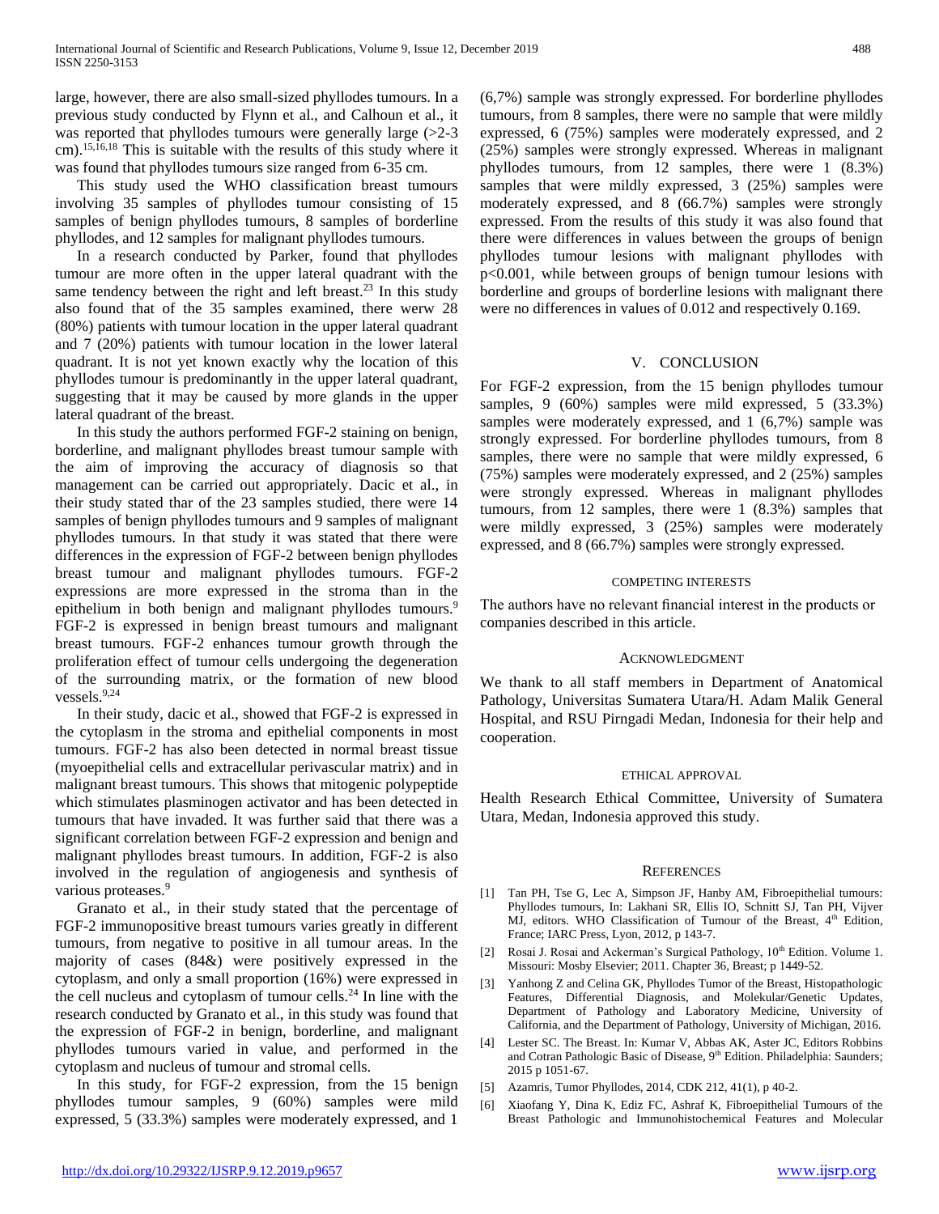large, however, there are also small-sized phyllodes tumours. In a previous study conducted by Flynn et al., and Calhoun et al., it was reported that phyllodes tumours were generally large (>2-3 cm).[15,16,18] This is suitable with the results of this study where it was found that phyllodes tumours size ranged from 6-35 cm.

This study used the WHO classification breast tumours involving 35 samples of phyllodes tumour consisting of 15 samples of benign phyllodes tumours, 8 samples of borderline phyllodes, and 12 samples for malignant phyllodes tumours.

In a research conducted by Parker, found that phyllodes tumour are more often in the upper lateral quadrant with the same tendency between the right and left breast.[23] In this study also found that of the 35 samples examined, there werw 28 (80%) patients with tumour location in the upper lateral quadrant and 7 (20%) patients with tumour location in the lower lateral quadrant. It is not yet known exactly why the location of this phyllodes tumour is predominantly in the upper lateral quadrant, suggesting that it may be caused by more glands in the upper lateral quadrant of the breast.

In this study the authors performed FGF-2 staining on benign, borderline, and malignant phyllodes breast tumour sample with the aim of improving the accuracy of diagnosis so that management can be carried out appropriately. Dacic et al., in their study stated thar of the 23 samples studied, there were 14 samples of benign phyllodes tumours and 9 samples of malignant phyllodes tumours. In that study it was stated that there were differences in the expression of FGF-2 between benign phyllodes breast tumour and malignant phyllodes tumours. FGF-2 expressions are more expressed in the stroma than in the epithelium in both benign and malignant phyllodes tumours.[9] FGF-2 is expressed in benign breast tumours and malignant breast tumours. FGF-2 enhances tumour growth through the proliferation effect of tumour cells undergoing the degeneration of the surrounding matrix, or the formation of new blood vessels.[9,24]

In their study, dacic et al., showed that FGF-2 is expressed in the cytoplasm in the stroma and epithelial components in most tumours. FGF-2 has also been detected in normal breast tissue (myoepithelial cells and extracellular perivascular matrix) and in malignant breast tumours. This shows that mitogenic polypeptide which stimulates plasminogen activator and has been detected in tumours that have invaded. It was further said that there was a significant correlation between FGF-2 expression and benign and malignant phyllodes breast tumours. In addition, FGF-2 is also involved in the regulation of angiogenesis and synthesis of various proteases.[9]

Granato et al., in their study stated that the percentage of FGF-2 immunopositive breast tumours varies greatly in different tumours, from negative to positive in all tumour areas. In the majority of cases (84&) were positively expressed in the cytoplasm, and only a small proportion (16%) were expressed in the cell nucleus and cytoplasm of tumour cells.[24] In line with the research conducted by Granato et al., in this study was found that the expression of FGF-2 in benign, borderline, and malignant phyllodes tumours varied in value, and performed in the cytoplasm and nucleus of tumour and stromal cells.

In this study, for FGF-2 expression, from the 15 benign phyllodes tumour samples, 9 (60%) samples were mild expressed, 5 (33.3%) samples were moderately expressed, and 1 (6,7%) sample was strongly expressed. For borderline phyllodes tumours, from 8 samples, there were no sample that were mildly expressed, 6 (75%) samples were moderately expressed, and 2 (25%) samples were strongly expressed. Whereas in malignant phyllodes tumours, from 12 samples, there were 1 (8.3%) samples that were mildly expressed, 3 (25%) samples were moderately expressed, and 8 (66.7%) samples were strongly expressed. From the results of this study it was also found that there were differences in values between the groups of benign phyllodes tumour lesions with malignant phyllodes with $p<0.001$, while between groups of benign tumour lesions with borderline and groups of borderline lesions with malignant there were no differences in values of 0.012 and respectively 0.169.

## V. CONCLUSION

For FGF-2 expression, from the 15 benign phyllodes tumour samples, 9 (60%) samples were mild expressed, 5 (33.3%) samples were moderately expressed, and 1 (6,7%) sample was strongly expressed. For borderline phyllodes tumours, from 8 samples, there were no sample that were mildly expressed, 6 (75%) samples were moderately expressed, and 2 (25%) samples were strongly expressed. Whereas in malignant phyllodes tumours, from 12 samples, there were 1 (8.3%) samples that were mildly expressed, 3 (25%) samples were moderately expressed, and 8 (66.7%) samples were strongly expressed.

### COMPETING INTERESTS

The authors have no relevant financial interest in the products or companies described in this article.

### ACKNOWLEDGMENT

We thank to all staff members in Department of Anatomical Pathology, Universitas Sumatera Utara/H. Adam Malik General Hospital, and RSU Pirngadi Medan, Indonesia for their help and cooperation.

### ETHICAL APPROVAL

Health Research Ethical Committee, University of Sumatera Utara, Medan, Indonesia approved this study.

## REFERENCES

[1] Tan PH, Tse G, Lec A, Simpson JF, Hanby AM, Fibroepithelial tumours: Phyllodes tumours, In: Lakhani SR, Ellis IO, Schnitt SJ, Tan PH, Vijver MJ, editors. WHO Classification of Tumour of the Breast, 4th Edition, France; IARC Press, Lyon, 2012, p 143-7.

[2] Rosai J. Rosai and Ackerman's Surgical Pathology, 10th Edition. Volume 1. Missouri: Mosby Elsevier; 2011. Chapter 36, Breast; p 1449-52.

[3] Yanhong Z and Celina GK, Phyllodes Tumor of the Breast, Histopathologic Features, Differential Diagnosis, and Molekular/Genetic Updates, Department of Pathology and Laboratory Medicine, University of California, and the Department of Pathology, University of Michigan, 2016.

[4] Lester SC. The Breast. In: Kumar V, Abbas AK, Aster JC, Editors Robbins and Cotran Pathologic Basic of Disease, 9th Edition. Philadelphia: Saunders; 2015 p 1051-67.

[5] Azamris, Tumor Phyllodes, 2014, CDK 212, 41(1), p 40-2.

[6] Xiaofang Y, Dina K, Ediz FC, Ashraf K, Fibroepithelial Tumours of the Breast Pathologic and Immunohistochemical Features and Molecular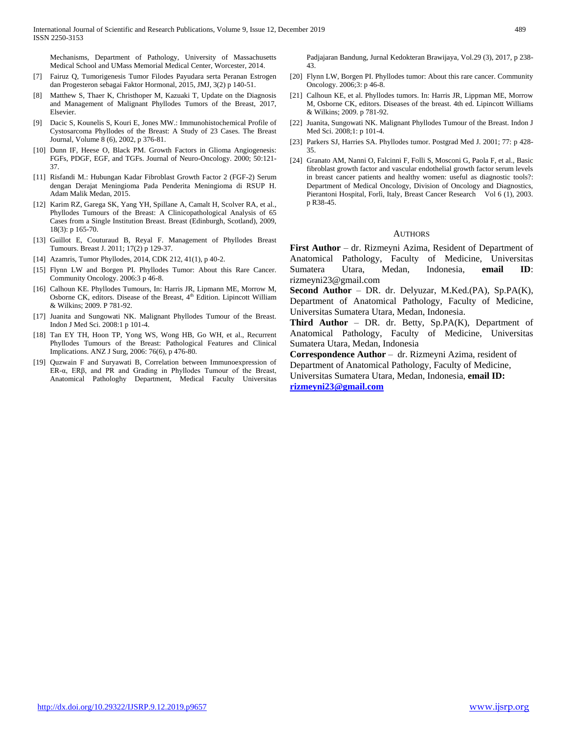Mechanisms, Department of Pathology, University of Massachusetts Medical School and UMass Memorial Medical Center, Worcester, 2014.

[7] Fairuz Q, Tumorigenesis Tumor Filodes Payudara serta Peranan Estrogen dan Progesteron sebagai Faktor Hormonal, 2015, JMJ, 3(2) p 140-51.

[8] Matthew S, Thaer K, Christhoper M, Kazuaki T, Update on the Diagnosis and Management of Malignant Phyllodes Tumors of the Breast, 2017, Elsevier.

[9] Dacic S, Kounelis S, Kouri E, Jones MW.: Immunohistochemical Profile of Cystosarcoma Phyllodes of the Breast: A Study of 23 Cases. The Breast Journal, Volume 8 (6), 2002, p 376-81.

[10] Dunn IF, Heese O, Black PM. Growth Factors in Glioma Angiogenesis: FGFs, PDGF, EGF, and TGFs. Journal of Neuro-Oncology. 2000; 50:121-37.

[11] Risfandi M.: Hubungan Kadar Fibroblast Growth Factor 2 (FGF-2) Serum dengan Derajat Meningioma Pada Penderita Meningioma di RSUP H. Adam Malik Medan, 2015.

[12] Karim RZ, Garega SK, Yang YH, Spillane A, Camalt H, Scolver RA, et al., Phyllodes Tumours of the Breast: A Clinicopathological Analysis of 65 Cases from a Single Institution Breast. Breast (Edinburgh, Scotland), 2009, 18(3): p 165-70.

[13] Guillot E, Couturaud B, Reyal F. Management of Phyllodes Breast Tumours. Breast J. 2011; 17(2) p 129-37.

[14] Azamris, Tumor Phyllodes, 2014, CDK 212, 41(1), p 40-2.

[15] Flynn LW and Borgen PI. Phyllodes Tumor: About this Rare Cancer. Community Oncology. 2006:3 p 46-8.

[16] Calhoun KE. Phyllodes Tumours, In: Harris JR, Lipmann ME, Morrow M, Osborne CK, editors. Disease of the Breast, 4th Edition. Lipincott William & Wilkins; 2009. P 781-92.

[17] Juanita and Sungowati NK. Malignant Phyllodes Tumour of the Breast. Indon J Med Sci. 2008:1 p 101-4.

[18] Tan EY TH, Hoon TP, Yong WS, Wong HB, Go WH, et al., Recurrent Phyllodes Tumours of the Breast: Pathological Features and Clinical Implications. ANZ J Surg, 2006: 76(6), p 476-80.

[19] Quzwain F and Suryawati B, Correlation between Immunoexpression of ER-α, ERβ, and PR and Grading in Phyllodes Tumour of the Breast, Anatomical Pathologhy Department, Medical Faculty Universitas Padjajaran Bandung, Jurnal Kedokteran Brawijaya, Vol.29 (3), 2017, p 238-43.

[20] Flynn LW, Borgen PI. Phyllodes tumor: About this rare cancer. Community Oncology. 2006;3: p 46-8.

[21] Calhoun KE, et al. Phyllodes tumors. In: Harris JR, Lippman ME, Morrow M, Osborne CK, editors. Diseases of the breast. 4th ed. Lipincott Williams & Wilkins; 2009. p 781-92.

[22] Juanita, Sungowati NK. Malignant Phyllodes Tumour of the Breast. Indon J Med Sci. 2008;1: p 101-4.

[23] Parkers SJ, Harries SA. Phyllodes tumor. Postgrad Med J. 2001; 77: p 428-35.

[24] Granato AM, Nanni O, Falcinni F, Folli S, Mosconi G, Paola F, et al., Basic fibroblast growth factor and vascular endothelial growth factor serum levels in breast cancer patients and healthy women: useful as diagnostic tools?: Department of Medical Oncology, Division of Oncology and Diagnostics, Pierantoni Hospital, Forlì, Italy, Breast Cancer Research Vol 6 (1), 2003. p R38-45.

## AUTHORS

**First Author** – dr. Rizmeyni Azima, Resident of Department of Anatomical Pathology, Faculty of Medicine, Universitas Sumatera Utara, Medan, Indonesia, **email ID**: rizmeyni23@gmail.com

**Second Author** – DR. dr. Delyuzar, M.Ked.(PA), Sp.PA(K), Department of Anatomical Pathology, Faculty of Medicine, Universitas Sumatera Utara, Medan, Indonesia.

**Third Author** – DR. dr. Betty, Sp.PA(K), Department of Anatomical Pathology, Faculty of Medicine, Universitas Sumatera Utara, Medan, Indonesia

**Correspondence Author** – dr. Rizmeyni Azima, resident of Department of Anatomical Pathology, Faculty of Medicine, Universitas Sumatera Utara, Medan, Indonesia, **email ID: rizmeyni23@gmail.com**